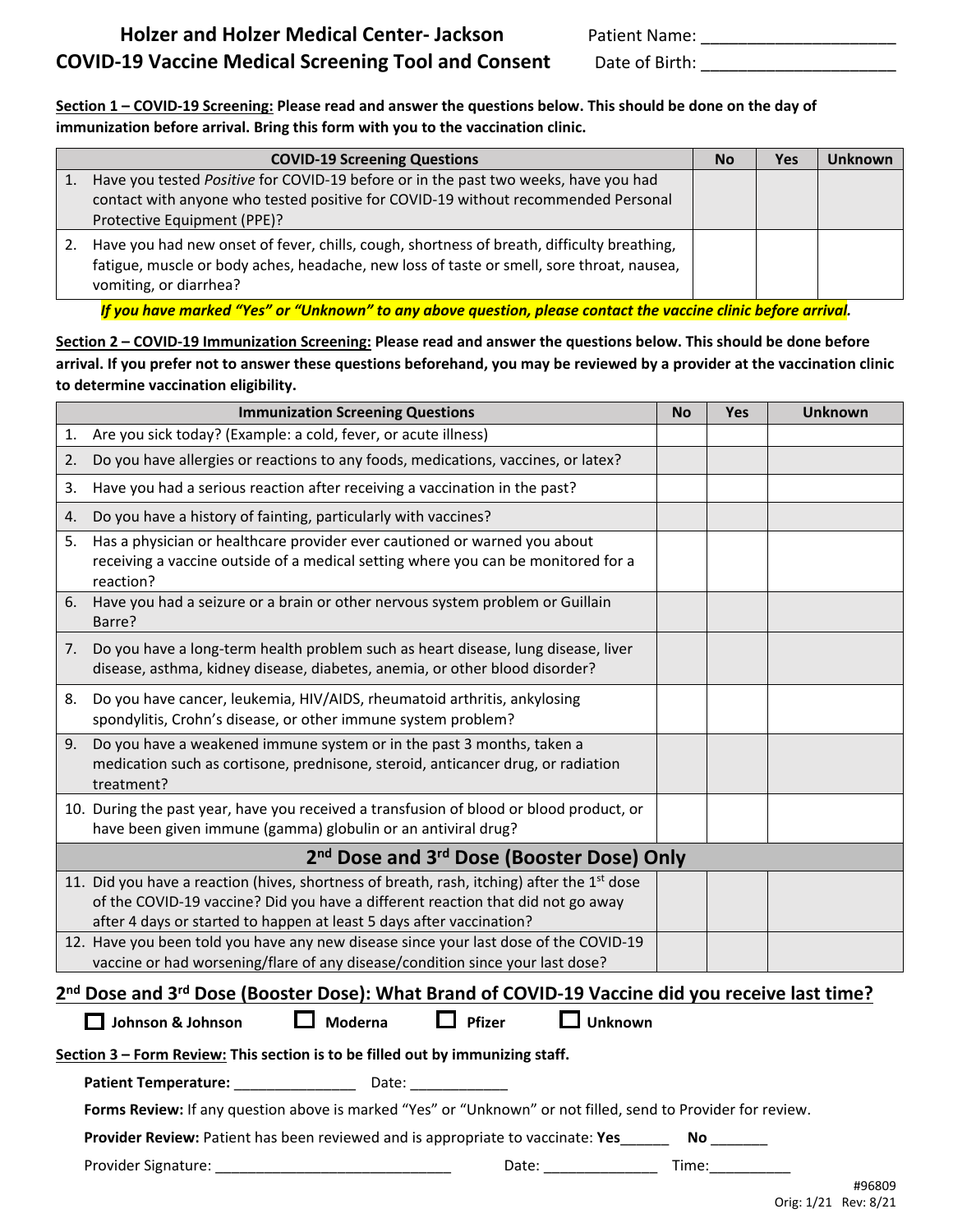# Holzer and Holzer Medical Center- Jackson
# COVID-19 Vaccine Medical Screening Tool and Consent

Patient Name: ____________________

Date of Birth: ____________________

**Section 1 – COVID-19 Screening:** **Please read and answer the questions below. This should be done on the day of immunization before arrival. Bring this form with you to the vaccination clinic.**

| COVID-19 Screening Questions | No | Yes | Unknown |
|---|---|---|---|
| 1. Have you tested *Positive* for COVID-19 before or in the past two weeks, have you had contact with anyone who tested positive for COVID-19 without recommended Personal Protective Equipment (PPE)? | | | |
| 2. Have you had new onset of fever, chills, cough, shortness of breath, difficulty breathing, fatigue, muscle or body aches, headache, new loss of taste or smell, sore throat, nausea, vomiting, or diarrhea? | | | |

***If you have marked "Yes" or "Unknown" to any above question, please contact the vaccine clinic before arrival.***

**Section 2 – COVID-19 Immunization Screening:** **Please read and answer the questions below. This should be done before arrival. If you prefer not to answer these questions beforehand, you may be reviewed by a provider at the vaccination clinic to determine vaccination eligibility.**

| Immunization Screening Questions | No | Yes | Unknown |
|---|---|---|---|
| 1. Are you sick today? (Example: a cold, fever, or acute illness) | | | |
| 2. Do you have allergies or reactions to any foods, medications, vaccines, or latex? | | | |
| 3. Have you had a serious reaction after receiving a vaccination in the past? | | | |
| 4. Do you have a history of fainting, particularly with vaccines? | | | |
| 5. Has a physician or healthcare provider ever cautioned or warned you about receiving a vaccine outside of a medical setting where you can be monitored for a reaction? | | | |
| 6. Have you had a seizure or a brain or other nervous system problem or Guillain Barre? | | | |
| 7. Do you have a long-term health problem such as heart disease, lung disease, liver disease, asthma, kidney disease, diabetes, anemia, or other blood disorder? | | | |
| 8. Do you have cancer, leukemia, HIV/AIDS, rheumatoid arthritis, ankylosing spondylitis, Crohn's disease, or other immune system problem? | | | |
| 9. Do you have a weakened immune system or in the past 3 months, taken a medication such as cortisone, prednisone, steroid, anticancer drug, or radiation treatment? | | | |
| 10. During the past year, have you received a transfusion of blood or blood product, or have been given immune (gamma) globulin or an antiviral drug? | | | |
| **2nd Dose and 3rd Dose (Booster Dose) Only** | | | |
| 11. Did you have a reaction (hives, shortness of breath, rash, itching) after the 1st dose of the COVID-19 vaccine? Did you have a different reaction that did not go away after 4 days or started to happen at least 5 days after vaccination? | | | |
| 12. Have you been told you have any new disease since your last dose of the COVID-19 vaccine or had worsening/flare of any disease/condition since your last dose? | | | |

## 2nd Dose and 3rd Dose (Booster Dose): What Brand of COVID-19 Vaccine did you receive last time?

☐ Johnson & Johnson ☐ Moderna ☐ Pfizer ☐ Unknown

**Section 3 – Form Review:** **This section is to be filled out by immunizing staff.**

**Patient Temperature:** ______________ Date: ___________

**Forms Review:** If any question above is marked "Yes" or "Unknown" or not filled, send to Provider for review.

**Provider Review:** Patient has been reviewed and is appropriate to vaccinate: **Yes**______ **No** _______

Provider Signature: ____________________________ Date: _____________ Time:__________

#96809
Orig: 1/21 Rev: 8/21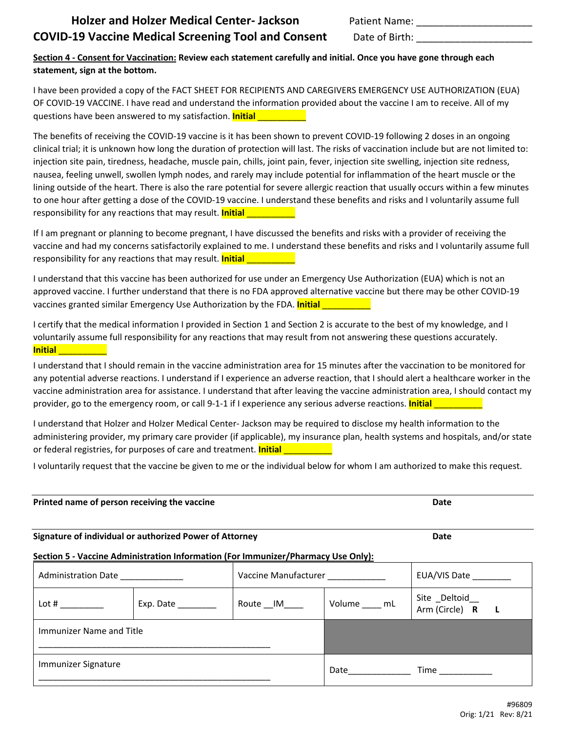# Holzer and Holzer Medical Center- Jackson
# COVID-19 Vaccine Medical Screening Tool and Consent

Patient Name: ____________________

Date of Birth: ____________________

**Section 4 - Consent for Vaccination:** **Review each statement carefully and initial. Once you have gone through each statement, sign at the bottom.**

I have been provided a copy of the FACT SHEET FOR RECIPIENTS AND CAREGIVERS EMERGENCY USE AUTHORIZATION (EUA) OF COVID-19 VACCINE. I have read and understand the information provided about the vaccine I am to receive. All of my questions have been answered to my satisfaction. **Initial** __________

The benefits of receiving the COVID-19 vaccine is it has been shown to prevent COVID-19 following 2 doses in an ongoing clinical trial; it is unknown how long the duration of protection will last. The risks of vaccination include but are not limited to: injection site pain, tiredness, headache, muscle pain, chills, joint pain, fever, injection site swelling, injection site redness, nausea, feeling unwell, swollen lymph nodes, and rarely may include potential for inflammation of the heart muscle or the lining outside of the heart. There is also the rare potential for severe allergic reaction that usually occurs within a few minutes to one hour after getting a dose of the COVID-19 vaccine. I understand these benefits and risks and I voluntarily assume full responsibility for any reactions that may result. **Initial** __________

If I am pregnant or planning to become pregnant, I have discussed the benefits and risks with a provider of receiving the vaccine and had my concerns satisfactorily explained to me. I understand these benefits and risks and I voluntarily assume full responsibility for any reactions that may result. **Initial** __________

I understand that this vaccine has been authorized for use under an Emergency Use Authorization (EUA) which is not an approved vaccine. I further understand that there is no FDA approved alternative vaccine but there may be other COVID-19 vaccines granted similar Emergency Use Authorization by the FDA. **Initial** __________

I certify that the medical information I provided in Section 1 and Section 2 is accurate to the best of my knowledge, and I voluntarily assume full responsibility for any reactions that may result from not answering these questions accurately. **Initial** __________

I understand that I should remain in the vaccine administration area for 15 minutes after the vaccination to be monitored for any potential adverse reactions. I understand if I experience an adverse reaction, that I should alert a healthcare worker in the vaccine administration area for assistance. I understand that after leaving the vaccine administration area, I should contact my provider, go to the emergency room, or call 9-1-1 if I experience any serious adverse reactions. **Initial** __________

I understand that Holzer and Holzer Medical Center- Jackson may be required to disclose my health information to the administering provider, my primary care provider (if applicable), my insurance plan, health systems and hospitals, and/or state or federal registries, for purposes of care and treatment. **Initial** __________

I voluntarily request that the vaccine be given to me or the individual below for whom I am authorized to make this request.

______________________________________________________________________

**Printed name of person receiving the vaccine** **Date**

______________________________________________________________________

**Signature of individual or authorized Power of Attorney** **Date**

**Section 5 - Vaccine Administration Information (For Immunizer/Pharmacy Use Only):**

| | | | | |
|---|---|---|---|---|
| Administration Date _____________ | | Vaccine Manufacturer ____________ | | EUA/VIS Date ________ |
| Lot # _________ | Exp. Date ________ | Route __IM____ | Volume ____ mL | Site _Deltoid__ Arm (Circle) **R** **L** |
| Immunizer Name and Title _______________________________________________ | | | | |
| Immunizer Signature _______________________________________________ | | | Date_____________ Time ___________ | |

#96809
Orig: 1/21 Rev: 8/21